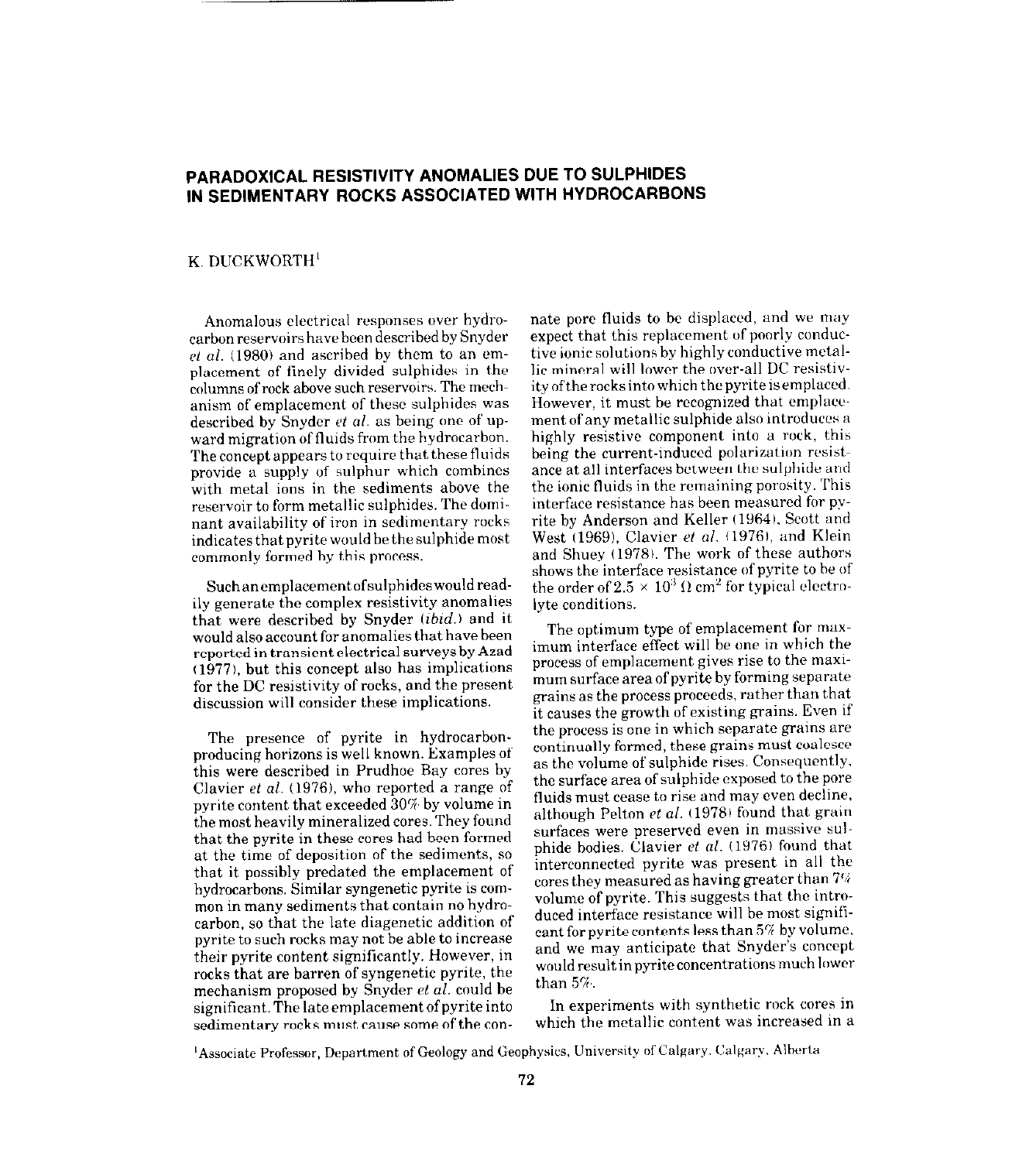# PARADOXICAL RESISTIVITY ANOMALIES DUE TO SULPHIDES IN SEDIMENTARY ROCKS ASSOCIATED WITH HYDROCARBONS

K. DUCKWORTH[1]

Anomalous electrical responses over hydrocarbon reservoirs have been described by Snyder *et al.* (1980) and ascribed by them to an emplacement of finely divided sulphides in the columns of rock above such reservoirs. The mechanism of emplacement of these sulphides was described by Snyder *et al.* as being one of upward migration of fluids from the hydrocarbon. The concept appears to require that these fluids provide a supply of sulphur which combines with metal ions in the sediments above the reservoir to form metallic sulphides. The dominant availability of iron in sedimentary rocks indicates that pyrite would be the sulphide most commonly formed by this process.

Such an emplacement of sulphides would readily generate the complex resistivity anomalies that were described by Snyder (*ibid.*) and it would also account for anomalies that have been reported in transient electrical surveys by Azad (1977), but this concept also has implications for the DC resistivity of rocks, and the present discussion will consider these implications.

The presence of pyrite in hydrocarbon-producing horizons is well known. Examples of this were described in Prudhoe Bay cores by Clavier *et al.* (1976), who reported a range of pyrite content that exceeded 30% by volume in the most heavily mineralized cores. They found that the pyrite in these cores had been formed at the time of deposition of the sediments, so that it possibly predated the emplacement of hydrocarbons. Similar syngenetic pyrite is common in many sediments that contain no hydrocarbon, so that the late diagenetic addition of pyrite to such rocks may not be able to increase their pyrite content significantly. However, in rocks that are barren of syngenetic pyrite, the mechanism proposed by Snyder *et al.* could be significant. The late emplacement of pyrite into sedimentary rocks must cause some of the connate pore fluids to be displaced, and we may expect that this replacement of poorly conductive ionic solutions by highly conductive metallic mineral will lower the over-all DC resistivity of the rocks into which the pyrite is emplaced. However, it must be recognized that emplacement of any metallic sulphide also introduces a highly resistive component into a rock, this being the current-induced polarization resistance at all interfaces between the sulphide and the ionic fluids in the remaining porosity. This interface resistance has been measured for pyrite by Anderson and Keller (1964), Scott and West (1969), Clavier *et al.* (1976), and Klein and Shuey (1978). The work of these authors shows the interface resistance of pyrite to be of the order of $2.5 \times 10^3\ \Omega\ \text{cm}^2$ for typical electrolyte conditions.

The optimum type of emplacement for maximum interface effect will be one in which the process of emplacement gives rise to the maximum surface area of pyrite by forming separate grains as the process proceeds, rather than that it causes the growth of existing grains. Even if the process is one in which separate grains are continually formed, these grains must coalesce as the volume of sulphide rises. Consequently, the surface area of sulphide exposed to the pore fluids must cease to rise and may even decline, although Pelton *et al.* (1978) found that grain surfaces were preserved even in massive sulphide bodies. Clavier *et al.* (1976) found that interconnected pyrite was present in all the cores they measured as having greater than 7% volume of pyrite. This suggests that the introduced interface resistance will be most significant for pyrite contents less than 5% by volume, and we may anticipate that Snyder's concept would result in pyrite concentrations much lower than 5%.

In experiments with synthetic rock cores in which the metallic content was increased in a

[1]Associate Professor, Department of Geology and Geophysics, University of Calgary, Calgary, Alberta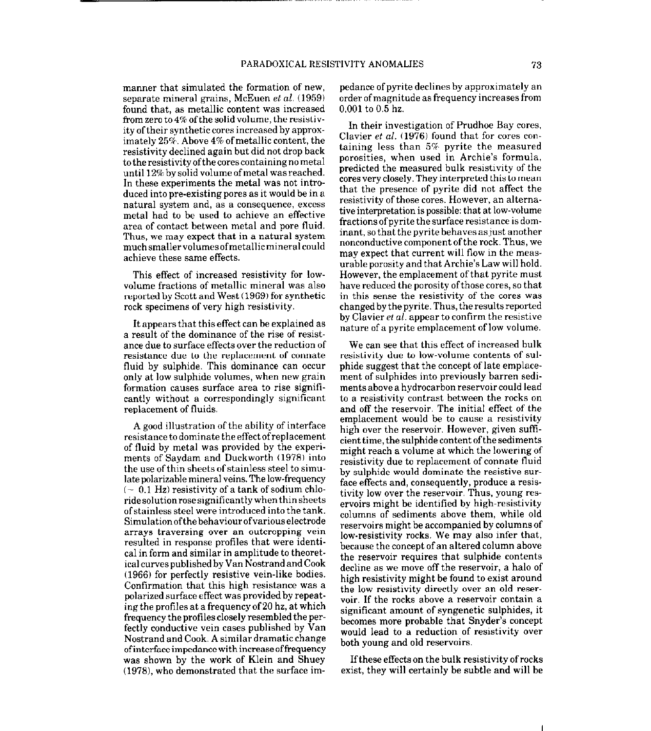manner that simulated the formation of new, separate mineral grains, McEuen *et al.* (1959) found that, as metallic content was increased from zero to 4% of the solid volume, the resistivity of their synthetic cores increased by approximately 25%. Above 4% of metallic content, the resistivity declined again but did not drop back to the resistivity of the cores containing no metal until 12% by solid volume of metal was reached. In these experiments the metal was not introduced into pre-existing pores as it would be in a natural system and, as a consequence, excess metal had to be used to achieve an effective area of contact between metal and pore fluid. Thus, we may expect that in a natural system much smaller volumes of metallic mineral could achieve these same effects.

This effect of increased resistivity for low-volume fractions of metallic mineral was also reported by Scott and West (1969) for synthetic rock specimens of very high resistivity.

It appears that this effect can be explained as a result of the dominance of the rise of resistance due to surface effects over the reduction of resistance due to the replacement of connate fluid by sulphide. This dominance can occur only at low sulphide volumes, when new grain formation causes surface area to rise significantly without a correspondingly significant replacement of fluids.

A good illustration of the ability of interface resistance to dominate the effect of replacement of fluid by metal was provided by the experiments of Saydam and Duckworth (1978) into the use of thin sheets of stainless steel to simulate polarizable mineral veins. The low-frequency (~ 0.1 Hz) resistivity of a tank of sodium chloride solution rose significantly when thin sheets of stainless steel were introduced into the tank. Simulation of the behaviour of various electrode arrays traversing over an outcropping vein resulted in response profiles that were identical in form and similar in amplitude to theoretical curves published by Van Nostrand and Cook (1966) for perfectly resistive vein-like bodies. Confirmation that this high resistance was a polarized surface effect was provided by repeating the profiles at a frequency of 20 hz, at which frequency the profiles closely resembled the perfectly conductive vein cases published by Van Nostrand and Cook. A similar dramatic change of interface impedance with increase of frequency was shown by the work of Klein and Shuey (1978), who demonstrated that the surface impedance of pyrite declines by approximately an order of magnitude as frequency increases from 0.001 to 0.5 hz.

In their investigation of Prudhoe Bay cores, Clavier *et al.* (1976) found that for cores containing less than 5% pyrite the measured porosities, when used in Archie's formula, predicted the measured bulk resistivity of the cores very closely. They interpreted this to mean that the presence of pyrite did not affect the resistivity of those cores. However, an alternative interpretation is possible: that at low-volume fractions of pyrite the surface resistance is dominant, so that the pyrite behaves as just another nonconductive component of the rock. Thus, we may expect that current will flow in the measurable porosity and that Archie's Law will hold. However, the emplacement of that pyrite must have reduced the porosity of those cores, so that in this sense the resistivity of the cores was changed by the pyrite. Thus, the results reported by Clavier *et al.* appear to confirm the resistive nature of a pyrite emplacement of low volume.

We can see that this effect of increased bulk resistivity due to low-volume contents of sulphide suggest that the concept of late emplacement of sulphides into previously barren sediments above a hydrocarbon reservoir could lead to a resistivity contrast between the rocks on and off the reservoir. The initial effect of the emplacement would be to cause a resistivity high over the reservoir. However, given sufficient time, the sulphide content of the sediments might reach a volume at which the lowering of resistivity due to replacement of connate fluid by sulphide would dominate the resistive surface effects and, consequently, produce a resistivity low over the reservoir. Thus, young reservoirs might be identified by high-resistivity columns of sediments above them, while old reservoirs might be accompanied by columns of low-resistivity rocks. We may also infer that, because the concept of an altered column above the reservoir requires that sulphide contents decline as we move off the reservoir, a halo of high resistivity might be found to exist around the low resistivity directly over an old reservoir. If the rocks above a reservoir contain a significant amount of syngenetic sulphides, it becomes more probable that Snyder's concept would lead to a reduction of resistivity over both young and old reservoirs.

If these effects on the bulk resistivity of rocks exist, they will certainly be subtle and will be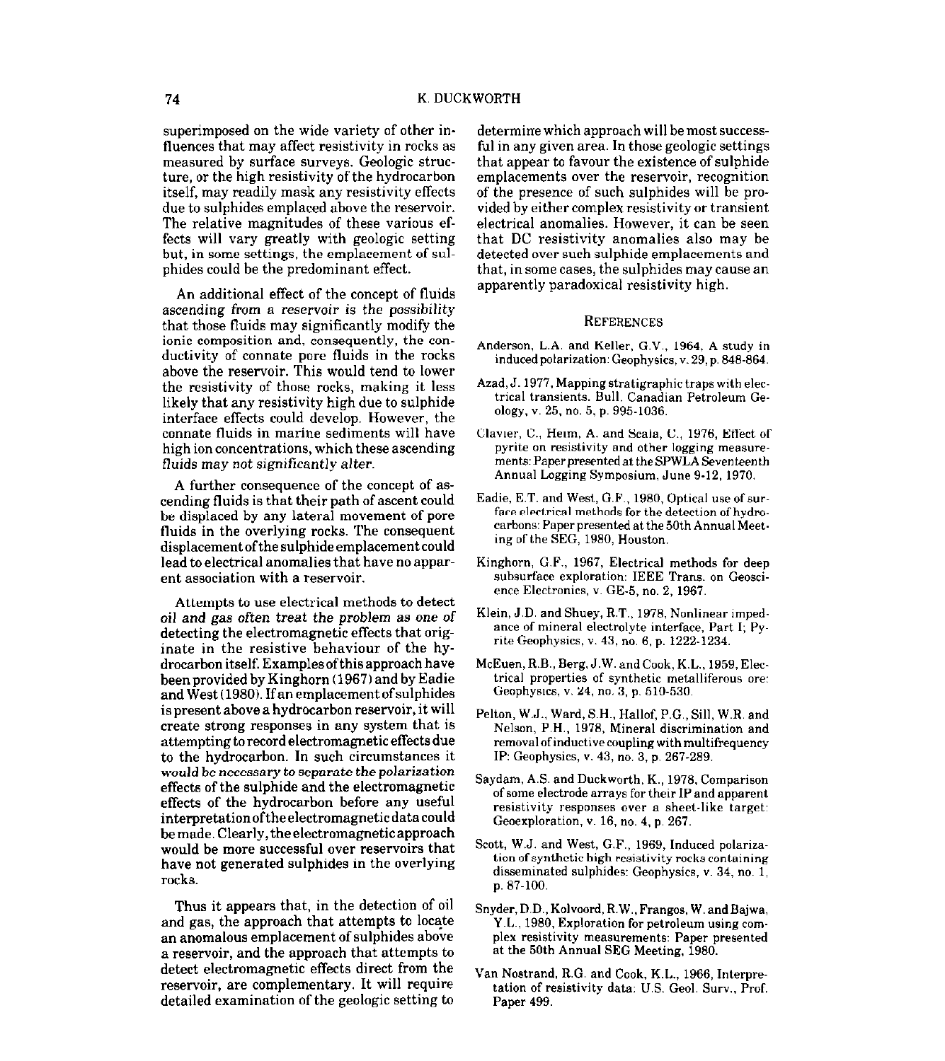superimposed on the wide variety of other influences that may affect resistivity in rocks as measured by surface surveys. Geologic structure, or the high resistivity of the hydrocarbon itself, may readily mask any resistivity effects due to sulphides emplaced above the reservoir. The relative magnitudes of these various effects will vary greatly with geologic setting but, in some settings, the emplacement of sulphides could be the predominant effect.

An additional effect of the concept of fluids ascending from a reservoir is the possibility that those fluids may significantly modify the ionic composition and, consequently, the conductivity of connate pore fluids in the rocks above the reservoir. This would tend to lower the resistivity of those rocks, making it less likely that any resistivity high due to sulphide interface effects could develop. However, the connate fluids in marine sediments will have high ion concentrations, which these ascending fluids may not significantly alter.

A further consequence of the concept of ascending fluids is that their path of ascent could be displaced by any lateral movement of pore fluids in the overlying rocks. The consequent displacement of the sulphide emplacement could lead to electrical anomalies that have no apparent association with a reservoir.

Attempts to use electrical methods to detect oil and gas often treat the problem as one of detecting the electromagnetic effects that originate in the resistive behaviour of the hydrocarbon itself. Examples of this approach have been provided by Kinghorn (1967) and by Eadie and West (1980). If an emplacement of sulphides is present above a hydrocarbon reservoir, it will create strong responses in any system that is attempting to record electromagnetic effects due to the hydrocarbon. In such circumstances it would be necessary to separate the polarization effects of the sulphide and the electromagnetic effects of the hydrocarbon before any useful interpretation of the electromagnetic data could be made. Clearly, the electromagnetic approach would be more successful over reservoirs that have not generated sulphides in the overlying rocks.

Thus it appears that, in the detection of oil and gas, the approach that attempts to locate an anomalous emplacement of sulphides above a reservoir, and the approach that attempts to detect electromagnetic effects direct from the reservoir, are complementary. It will require detailed examination of the geologic setting to determine which approach will be most successful in any given area. In those geologic settings that appear to favour the existence of sulphide emplacements over the reservoir, recognition of the presence of such sulphides will be provided by either complex resistivity or transient electrical anomalies. However, it can be seen that DC resistivity anomalies also may be detected over such sulphide emplacements and that, in some cases, the sulphides may cause an apparently paradoxical resistivity high.

## References

Anderson, L.A. and Keller, G.V., 1964, A study in induced polarization: Geophysics, v. 29, p. 848-864.

Azad, J. 1977, Mapping stratigraphic traps with electrical transients. Bull. Canadian Petroleum Geology, v. 25, no. 5, p. 995-1036.

Clavier, C., Heim, A. and Scala, C., 1976, Effect of pyrite on resistivity and other logging measurements: Paper presented at the SPWLA Seventeenth Annual Logging Symposium, June 9-12, 1970.

Eadie, E.T. and West, G.F., 1980, Optical use of surface electrical methods for the detection of hydrocarbons: Paper presented at the 50th Annual Meeting of the SEG, 1980, Houston.

Kinghorn, G.F., 1967, Electrical methods for deep subsurface exploration: IEEE Trans. on Geoscience Electronics, v. GE-5, no. 2, 1967.

Klein, J.D. and Shuey, R.T., 1978, Nonlinear impedance of mineral electrolyte interface, Part I; Pyrite Geophysics, v. 43, no. 6, p. 1222-1234.

McEuen, R.B., Berg, J.W. and Cook, K.L., 1959, Electrical properties of synthetic metalliferous ore: Geophysics, v. 24, no. 3, p. 510-530.

Pelton, W.J., Ward, S.H., Hallof, P.G., Sill, W.R. and Nelson, P.H., 1978, Mineral discrimination and removal of inductive coupling with multifrequency IP: Geophysics, v. 43, no. 3, p. 267-289.

Saydam, A.S. and Duckworth, K., 1978, Comparison of some electrode arrays for their IP and apparent resistivity responses over a sheet-like target: Geoexploration, v. 16, no. 4, p. 267.

Scott, W.J. and West, G.F., 1969, Induced polarization of synthetic high resistivity rocks containing disseminated sulphides: Geophysics, v. 34, no. 1, p. 87-100.

Snyder, D.D., Kolvoord, R.W., Frangos, W. and Bajwa, Y.L., 1980, Exploration for petroleum using complex resistivity measurements: Paper presented at the 50th Annual SEG Meeting, 1980.

Van Nostrand, R.G. and Cook, K.L., 1966, Interpretation of resistivity data: U.S. Geol. Surv., Prof. Paper 499.